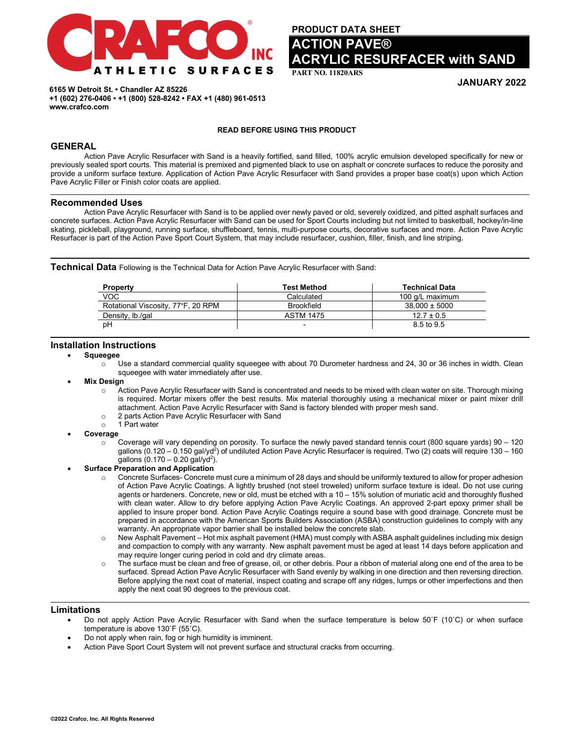CRAFCO INC
ATHLETIC SURFACES

# PRODUCT DATA SHEET

# ACTION PAVE® ACRYLIC RESURFACER with SAND

PART NO. 11820ARS

**JANUARY 2022**

**6165 W Detroit St. • Chandler AZ 85226**
**+1 (602) 276-0406 • +1 (800) 528-8242 • FAX +1 (480) 961-0513**
**www.crafco.com**

**READ BEFORE USING THIS PRODUCT**

## GENERAL

Action Pave Acrylic Resurfacer with Sand is a heavily fortified, sand filled, 100% acrylic emulsion developed specifically for new or previously sealed sport courts. This material is premixed and pigmented black to use on asphalt or concrete surfaces to reduce the porosity and provide a uniform surface texture. Application of Action Pave Acrylic Resurfacer with Sand provides a proper base coat(s) upon which Action Pave Acrylic Filler or Finish color coats are applied.

## Recommended Uses

Action Pave Acrylic Resurfacer with Sand is to be applied over newly paved or old, severely oxidized, and pitted asphalt surfaces and concrete surfaces. Action Pave Acrylic Resurfacer with Sand can be used for Sport Courts including but not limited to basketball, hockey/in-line skating, pickleball, playground, running surface, shuffleboard, tennis, multi-purpose courts, decorative surfaces and more. Action Pave Acrylic Resurfacer is part of the Action Pave Sport Court System, that may include resurfacer, cushion, filler, finish, and line striping.

## Technical Data

Following is the Technical Data for Action Pave Acrylic Resurfacer with Sand:

| Property | Test Method | Technical Data |
|---|---|---|
| VOC | Calculated | 100 g/L maximum |
| Rotational Viscosity, 77°F, 20 RPM | Brookfield | 38,000 ± 5000 |
| Density, lb./gal | ASTM 1475 | 12.7 ± 0.5 |
| pH | - | 8.5 to 9.5 |

## Installation Instructions

- **Squeegee**
  - Use a standard commercial quality squeegee with about 70 Durometer hardness and 24, 30 or 36 inches in width. Clean squeegee with water immediately after use.
- **Mix Design**
  - Action Pave Acrylic Resurfacer with Sand is concentrated and needs to be mixed with clean water on site. Thorough mixing is required. Mortar mixers offer the best results. Mix material thoroughly using a mechanical mixer or paint mixer drill attachment. Action Pave Acrylic Resurfacer with Sand is factory blended with proper mesh sand.
  - 2 parts Action Pave Acrylic Resurfacer with Sand
  - 1 Part water
- **Coverage**
  - Coverage will vary depending on porosity. To surface the newly paved standard tennis court (800 square yards) 90 – 120 gallons (0.120 – 0.150 gal/yd$^2$) of undiluted Action Pave Acrylic Resurfacer is required. Two (2) coats will require 130 – 160 gallons (0.170 – 0.20 gal/yd$^2$).
- **Surface Preparation and Application**
  - Concrete Surfaces- Concrete must cure a minimum of 28 days and should be uniformly textured to allow for proper adhesion of Action Pave Acrylic Coatings. A lightly brushed (not steel troweled) uniform surface texture is ideal. Do not use curing agents or hardeners. Concrete, new or old, must be etched with a 10 – 15% solution of muriatic acid and thoroughly flushed with clean water. Allow to dry before applying Action Pave Acrylic Coatings. An approved 2-part epoxy primer shall be applied to insure proper bond. Action Pave Acrylic Coatings require a sound base with good drainage. Concrete must be prepared in accordance with the American Sports Builders Association (ASBA) construction guidelines to comply with any warranty. An appropriate vapor barrier shall be installed below the concrete slab.
  - New Asphalt Pavement – Hot mix asphalt pavement (HMA) must comply with ASBA asphalt guidelines including mix design and compaction to comply with any warranty. New asphalt pavement must be aged at least 14 days before application and may require longer curing period in cold and dry climate areas.
  - The surface must be clean and free of grease, oil, or other debris. Pour a ribbon of material along one end of the area to be surfaced. Spread Action Pave Acrylic Resurfacer with Sand evenly by walking in one direction and then reversing direction. Before applying the next coat of material, inspect coating and scrape off any ridges, lumps or other imperfections and then apply the next coat 90 degrees to the previous coat.

## Limitations

- Do not apply Action Pave Acrylic Resurfacer with Sand when the surface temperature is below 50˚F (10˚C) or when surface temperature is above 130˚F (55˚C).
- Do not apply when rain, fog or high humidity is imminent.
- Action Pave Sport Court System will not prevent surface and structural cracks from occurring.

**©2022 Crafco, Inc. All Rights Reserved**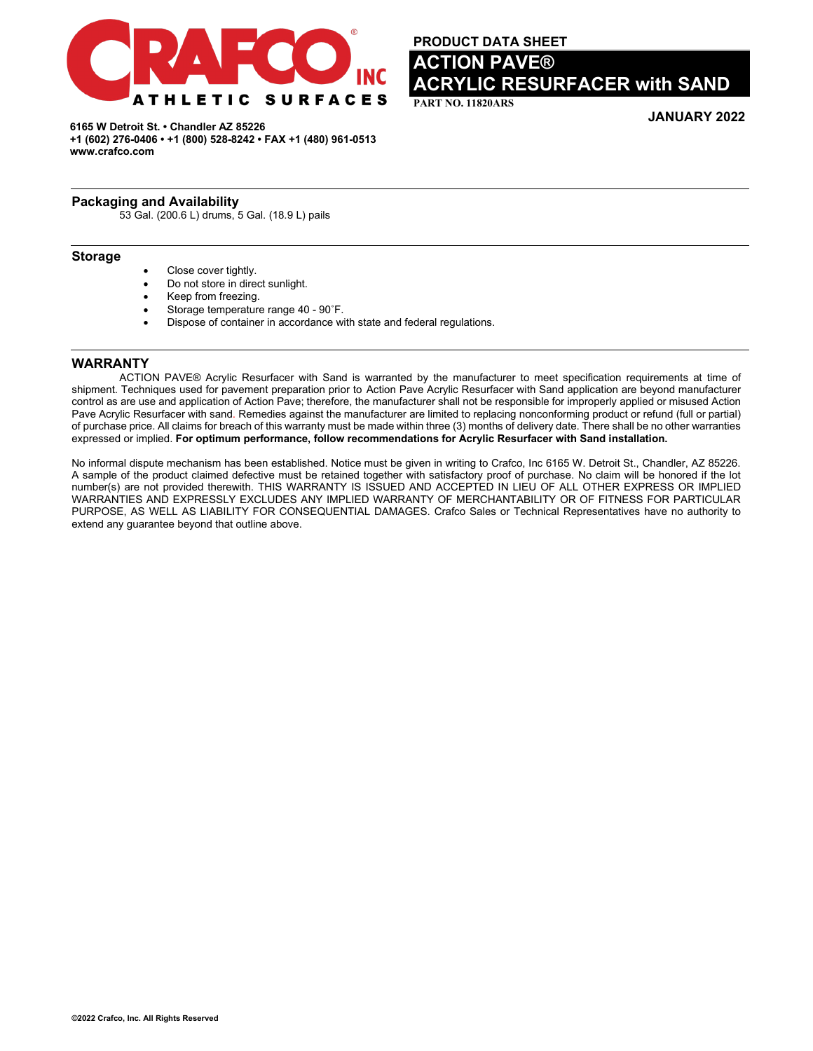CRAFCO INC ATHLETIC SURFACES

6165 W Detroit St. • Chandler AZ 85226
+1 (602) 276-0406 • +1 (800) 528-8242 • FAX +1 (480) 961-0513
www.crafco.com

PRODUCT DATA SHEET

# ACTION PAVE® ACRYLIC RESURFACER with SAND

PART NO. 11820ARS

JANUARY 2022

## Packaging and Availability

53 Gal. (200.6 L) drums, 5 Gal. (18.9 L) pails

## Storage

- Close cover tightly.
- Do not store in direct sunlight.
- Keep from freezing.
- Storage temperature range 40 - 90˚F.
- Dispose of container in accordance with state and federal regulations.

## WARRANTY

ACTION PAVE® Acrylic Resurfacer with Sand is warranted by the manufacturer to meet specification requirements at time of shipment. Techniques used for pavement preparation prior to Action Pave Acrylic Resurfacer with Sand application are beyond manufacturer control as are use and application of Action Pave; therefore, the manufacturer shall not be responsible for improperly applied or misused Action Pave Acrylic Resurfacer with sand. Remedies against the manufacturer are limited to replacing nonconforming product or refund (full or partial) of purchase price. All claims for breach of this warranty must be made within three (3) months of delivery date. There shall be no other warranties expressed or implied. **For optimum performance, follow recommendations for Acrylic Resurfacer with Sand installation.**

No informal dispute mechanism has been established. Notice must be given in writing to Crafco, Inc 6165 W. Detroit St., Chandler, AZ 85226. A sample of the product claimed defective must be retained together with satisfactory proof of purchase. No claim will be honored if the lot number(s) are not provided therewith. THIS WARRANTY IS ISSUED AND ACCEPTED IN LIEU OF ALL OTHER EXPRESS OR IMPLIED WARRANTIES AND EXPRESSLY EXCLUDES ANY IMPLIED WARRANTY OF MERCHANTABILITY OR OF FITNESS FOR PARTICULAR PURPOSE, AS WELL AS LIABILITY FOR CONSEQUENTIAL DAMAGES. Crafco Sales or Technical Representatives have no authority to extend any guarantee beyond that outline above.

©2022 Crafco, Inc. All Rights Reserved